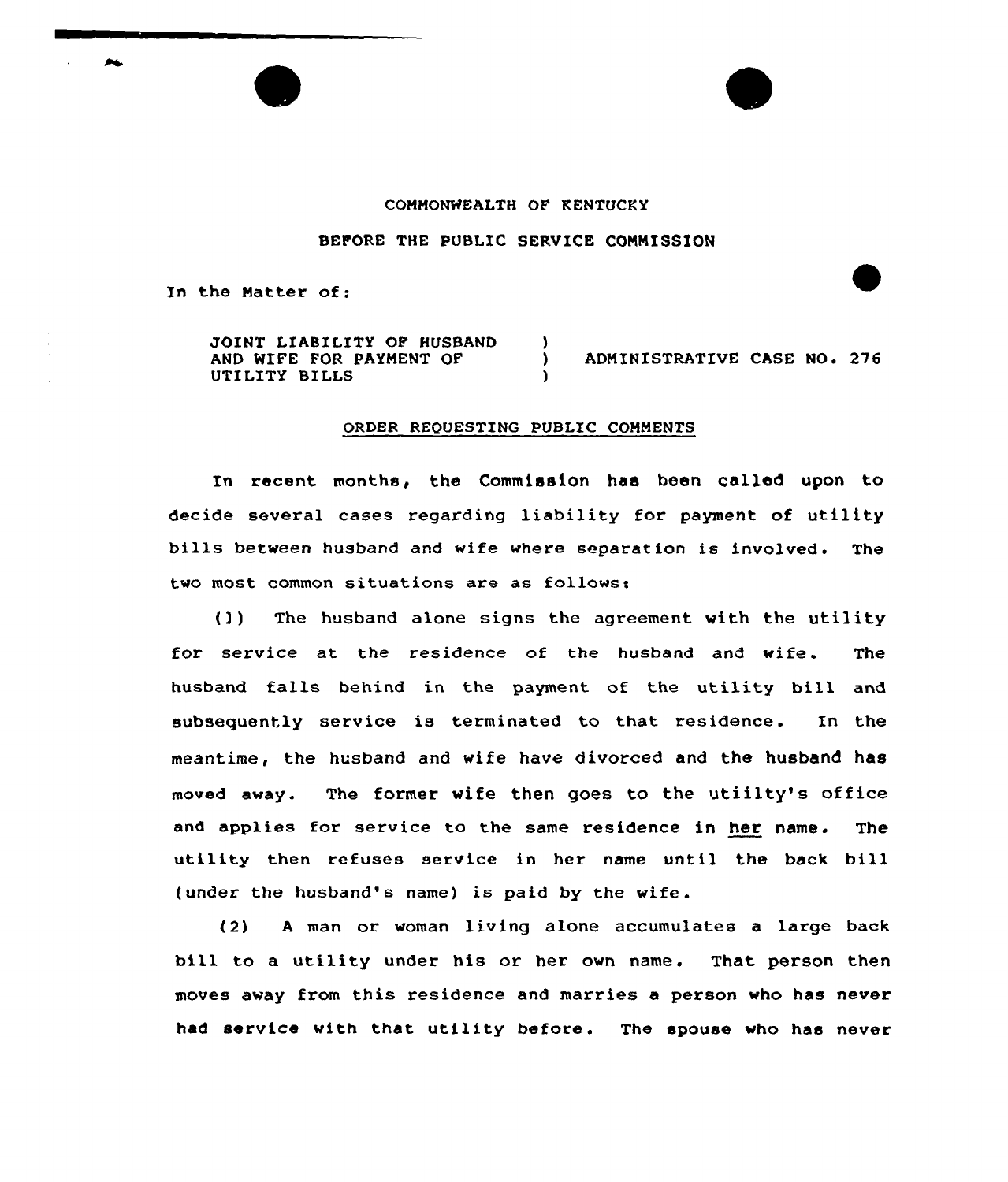COMMONWEALTH OF KENTUCKY

BEFORE THE PUBLIC SERVICE COMMISSION

In the Matter of:

| | | |
|---|---|---|
| JOINT LIABILITY OF HUSBAND AND WIFE FOR PAYMENT OF UTILITY BILLS | ) ) ) | ADMINISTRATIVE CASE NO. 276 |

ORDER REQUESTING PUBLIC COMMENTS

In recent months, the Commission has been called upon to decide several cases regarding liability for payment of utility bills between husband and wife where separation is involved. The two most common situations are as follows:

(1) The husband alone signs the agreement with the utility for service at the residence of the husband and wife. The husband falls behind in the payment of the utility bill and subsequently service is terminated to that residence. In the meantime, the husband and wife have divorced and the husband has moved away. The former wife then goes to the utiilty's office and applies for service to the same residence in her name. The utility then refuses service in her name until the back bill (under the husband's name) is paid by the wife.

(2) A man or woman living alone accumulates a large back bill to a utility under his or her own name. That person then moves away from this residence and marries a person who has never had service with that utility before. The spouse who has never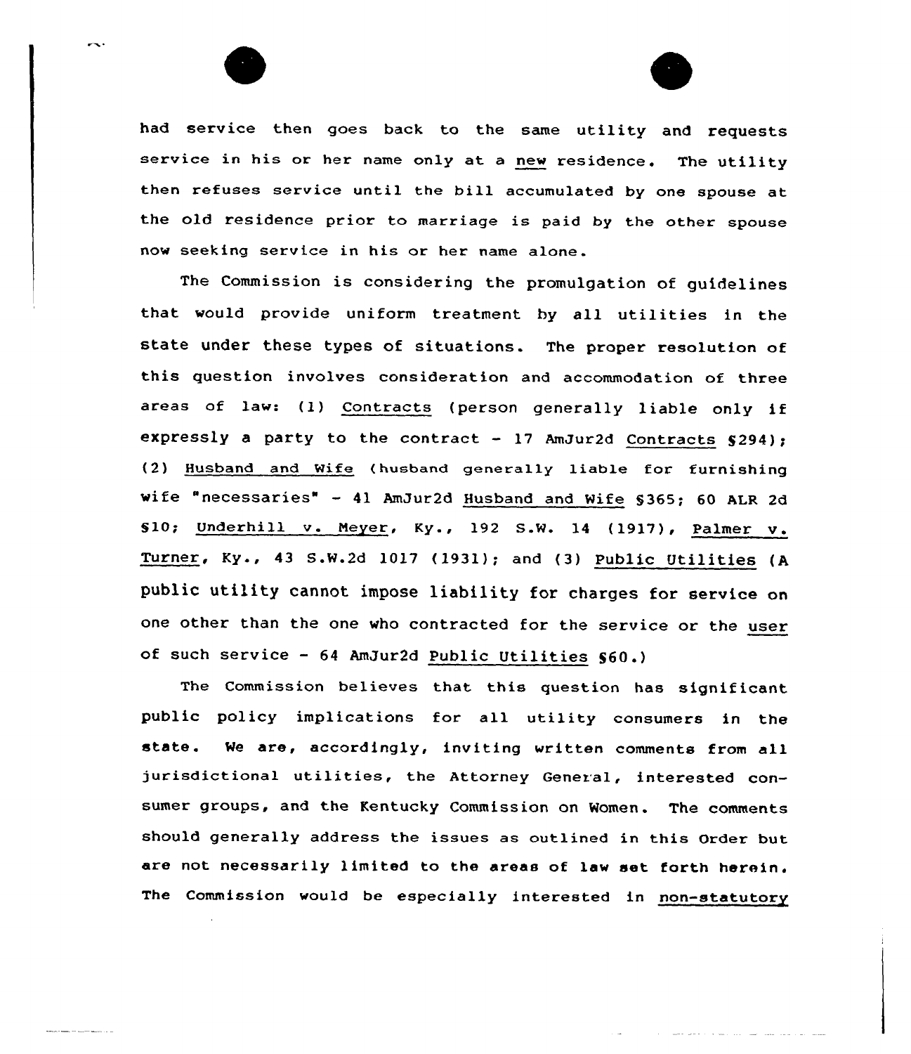had service then goes back to the same utility and requests service in his or her name only at a new residence. The utility then refuses service until the bill accumulated by one spouse at the old residence prior to marriage is paid by the other spouse now seeking service in his or her name alone.

The Commission is considering the promulgation of guidelines that would provide uniform treatment by all utilities in the state under these types of situations. The proper resolution of this question involves consideration and accommodation of three areas of law: (1) Contracts (person generally liable only if expressly a party to the contract - 17 AmJur2d Contracts §294); (2) Husband and Wife (husband generally liable for furnishing wife "necessaries" - 41 AmJur2d Husband and Wife §365; 60 ALR 2d §10; Underhill v. Meyer, Ky., 192 S.W. 14 (1917), Palmer v. Turner, Ky., 43 S.W.2d 1017 (1931); and (3) Public Utilities (A public utility cannot impose liability for charges for service on one other than the one who contracted for the service or the user of such service - 64 AmJur2d Public Utilities §60.)

The Commission believes that this question has significant public policy implications for all utility consumers in the state. We are, accordingly, inviting written comments from all jurisdictional utilities, the Attorney General, interested consumer groups, and the Kentucky Commission on Women. The comments should generally address the issues as outlined in this Order but are not necessarily limited to the areas of law set forth herein. The Commission would be especially interested in non-statutory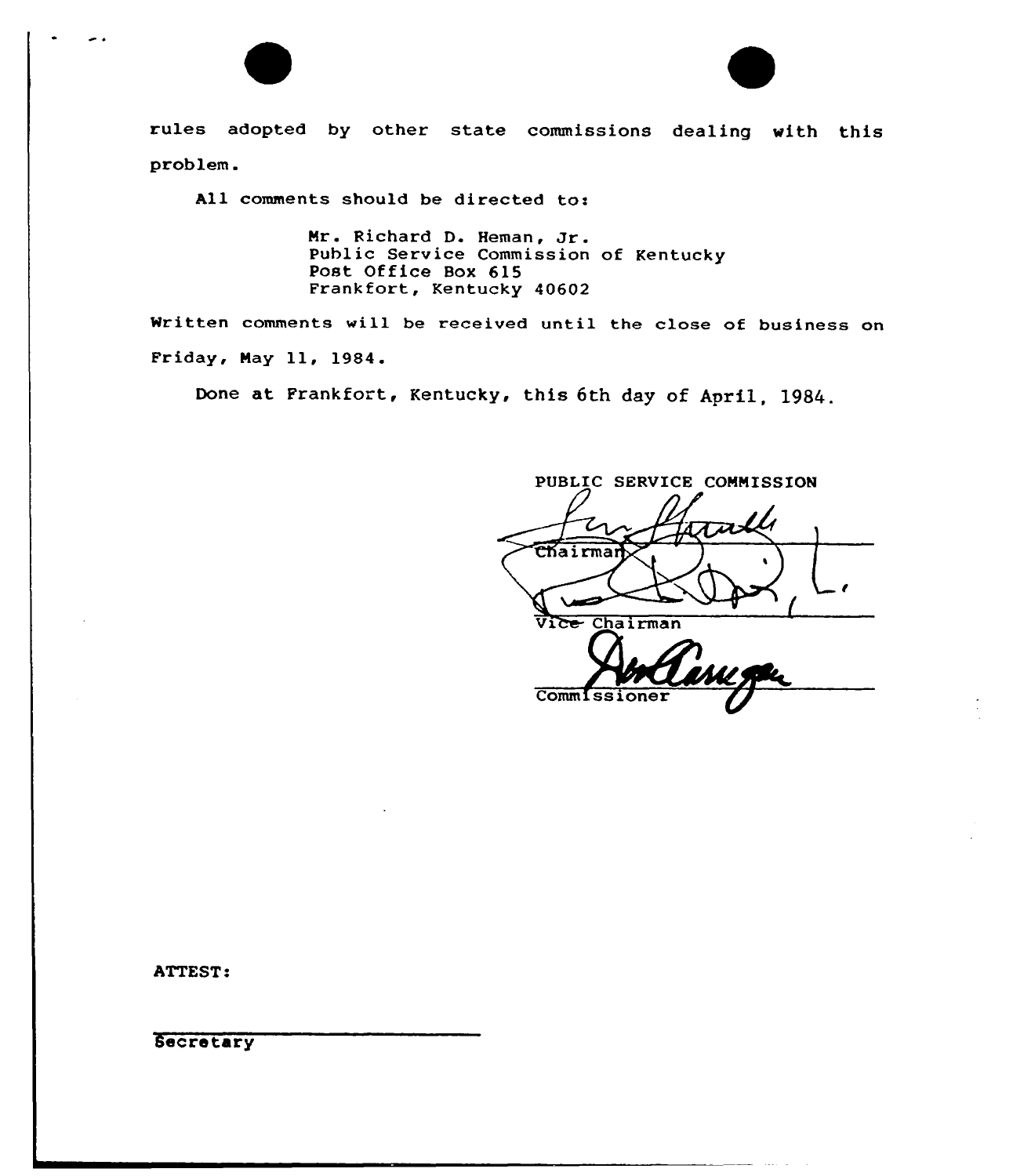rules adopted by other state commissions dealing with this problem.

All comments should be directed to:

Mr. Richard D. Heman, Jr.
Public Service Commission of Kentucky
Post Office Box 615
Frankfort, Kentucky 40602

Written comments will be received until the close of business on Friday, May 11, 1984.

Done at Frankfort, Kentucky, this 6th day of April, 1984.

PUBLIC SERVICE COMMISSION

Chairman

Vice Chairman

Commissioner

ATTEST:

Secretary